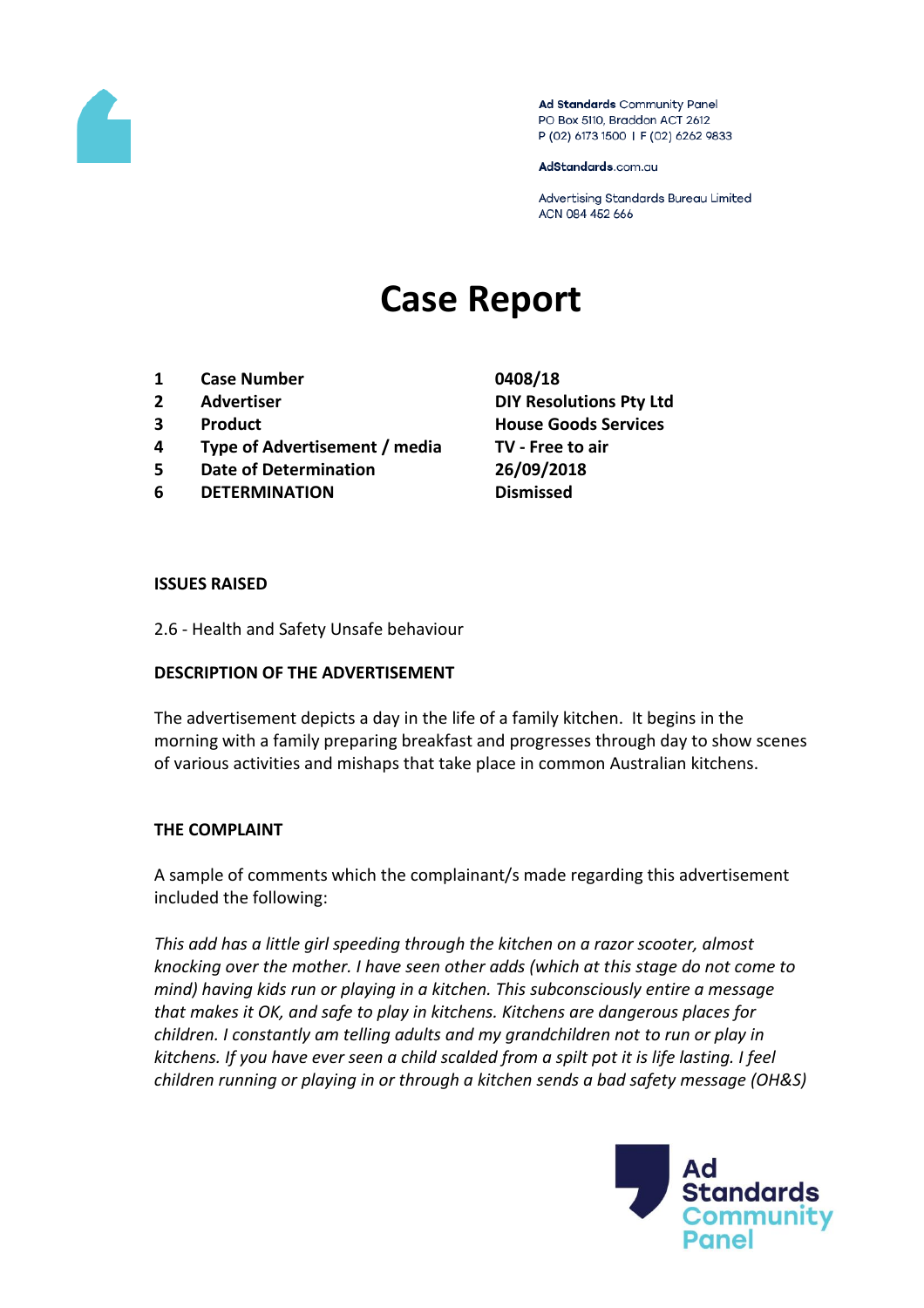Ad Standards Community Panel
PO Box 5110, Braddon ACT 2612
P (02) 6173 1500 | F (02) 6262 9833

AdStandards.com.au

Advertising Standards Bureau Limited
ACN 084 452 666

# Case Report

| | | |
|---|---|---|
| 1 | Case Number | 0408/18 |
| 2 | Advertiser | DIY Resolutions Pty Ltd |
| 3 | Product | House Goods Services |
| 4 | Type of Advertisement / media | TV - Free to air |
| 5 | Date of Determination | 26/09/2018 |
| 6 | DETERMINATION | Dismissed |

**ISSUES RAISED**

2.6 - Health and Safety Unsafe behaviour

**DESCRIPTION OF THE ADVERTISEMENT**

The advertisement depicts a day in the life of a family kitchen. It begins in the morning with a family preparing breakfast and progresses through day to show scenes of various activities and mishaps that take place in common Australian kitchens.

**THE COMPLAINT**

A sample of comments which the complainant/s made regarding this advertisement included the following:

*This add has a little girl speeding through the kitchen on a razor scooter, almost knocking over the mother. I have seen other adds (which at this stage do not come to mind) having kids run or playing in a kitchen. This subconsciously entire a message that makes it OK, and safe to play in kitchens. Kitchens are dangerous places for children. I constantly am telling adults and my grandchildren not to run or play in kitchens. If you have ever seen a child scalded from a spilt pot it is life lasting. I feel children running or playing in or through a kitchen sends a bad safety message (OH&S)*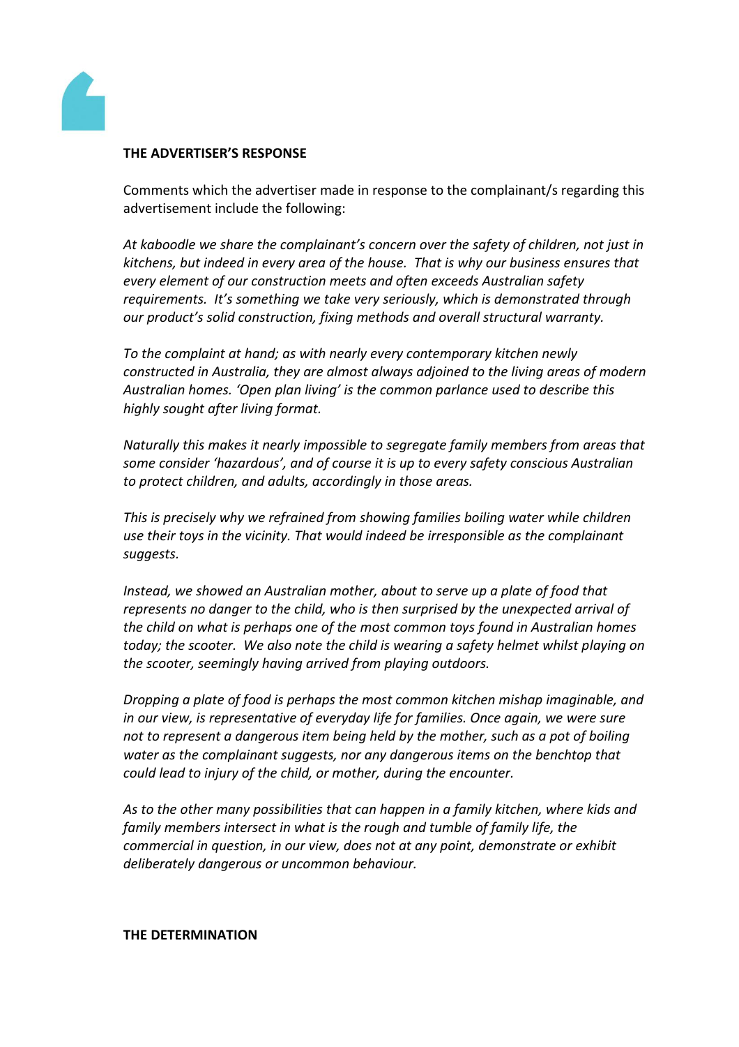**THE ADVERTISER'S RESPONSE**

Comments which the advertiser made in response to the complainant/s regarding this advertisement include the following:

*At kaboodle we share the complainant's concern over the safety of children, not just in kitchens, but indeed in every area of the house. That is why our business ensures that every element of our construction meets and often exceeds Australian safety requirements. It's something we take very seriously, which is demonstrated through our product's solid construction, fixing methods and overall structural warranty.*

*To the complaint at hand; as with nearly every contemporary kitchen newly constructed in Australia, they are almost always adjoined to the living areas of modern Australian homes. 'Open plan living' is the common parlance used to describe this highly sought after living format.*

*Naturally this makes it nearly impossible to segregate family members from areas that some consider 'hazardous', and of course it is up to every safety conscious Australian to protect children, and adults, accordingly in those areas.*

*This is precisely why we refrained from showing families boiling water while children use their toys in the vicinity. That would indeed be irresponsible as the complainant suggests.*

*Instead, we showed an Australian mother, about to serve up a plate of food that represents no danger to the child, who is then surprised by the unexpected arrival of the child on what is perhaps one of the most common toys found in Australian homes today; the scooter. We also note the child is wearing a safety helmet whilst playing on the scooter, seemingly having arrived from playing outdoors.*

*Dropping a plate of food is perhaps the most common kitchen mishap imaginable, and in our view, is representative of everyday life for families. Once again, we were sure not to represent a dangerous item being held by the mother, such as a pot of boiling water as the complainant suggests, nor any dangerous items on the benchtop that could lead to injury of the child, or mother, during the encounter.*

*As to the other many possibilities that can happen in a family kitchen, where kids and family members intersect in what is the rough and tumble of family life, the commercial in question, in our view, does not at any point, demonstrate or exhibit deliberately dangerous or uncommon behaviour.*

**THE DETERMINATION**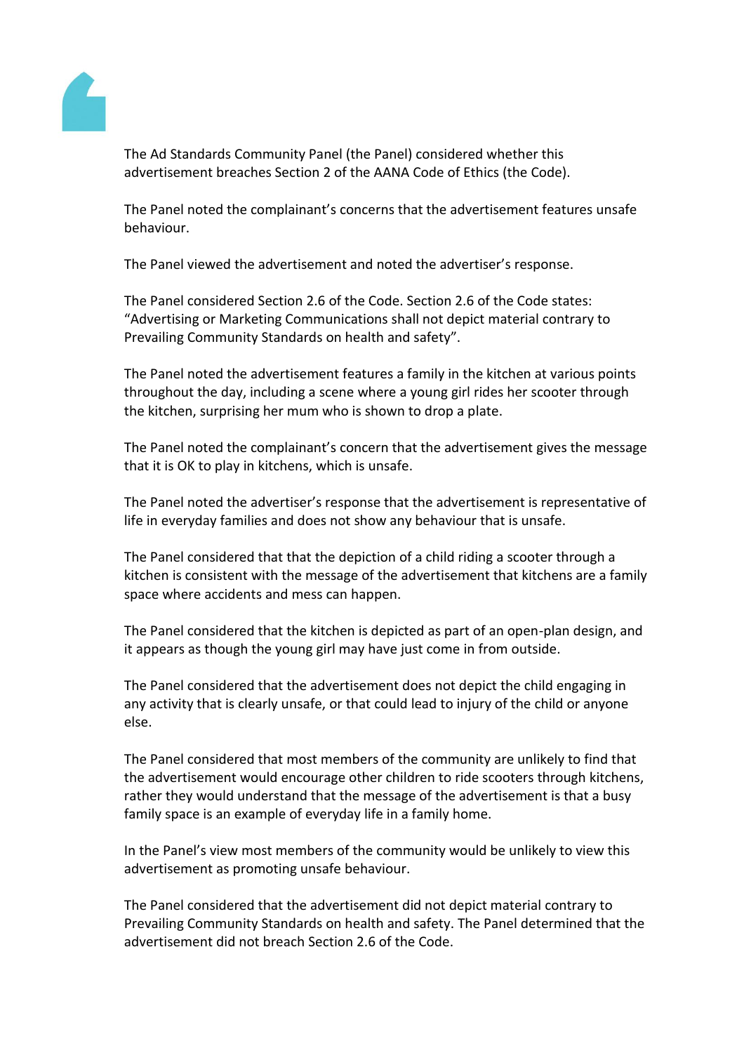The Ad Standards Community Panel (the Panel) considered whether this advertisement breaches Section 2 of the AANA Code of Ethics (the Code).

The Panel noted the complainant's concerns that the advertisement features unsafe behaviour.

The Panel viewed the advertisement and noted the advertiser's response.

The Panel considered Section 2.6 of the Code. Section 2.6 of the Code states: "Advertising or Marketing Communications shall not depict material contrary to Prevailing Community Standards on health and safety".

The Panel noted the advertisement features a family in the kitchen at various points throughout the day, including a scene where a young girl rides her scooter through the kitchen, surprising her mum who is shown to drop a plate.

The Panel noted the complainant's concern that the advertisement gives the message that it is OK to play in kitchens, which is unsafe.

The Panel noted the advertiser's response that the advertisement is representative of life in everyday families and does not show any behaviour that is unsafe.

The Panel considered that that the depiction of a child riding a scooter through a kitchen is consistent with the message of the advertisement that kitchens are a family space where accidents and mess can happen.

The Panel considered that the kitchen is depicted as part of an open-plan design, and it appears as though the young girl may have just come in from outside.

The Panel considered that the advertisement does not depict the child engaging in any activity that is clearly unsafe, or that could lead to injury of the child or anyone else.

The Panel considered that most members of the community are unlikely to find that the advertisement would encourage other children to ride scooters through kitchens, rather they would understand that the message of the advertisement is that a busy family space is an example of everyday life in a family home.

In the Panel's view most members of the community would be unlikely to view this advertisement as promoting unsafe behaviour.

The Panel considered that the advertisement did not depict material contrary to Prevailing Community Standards on health and safety. The Panel determined that the advertisement did not breach Section 2.6 of the Code.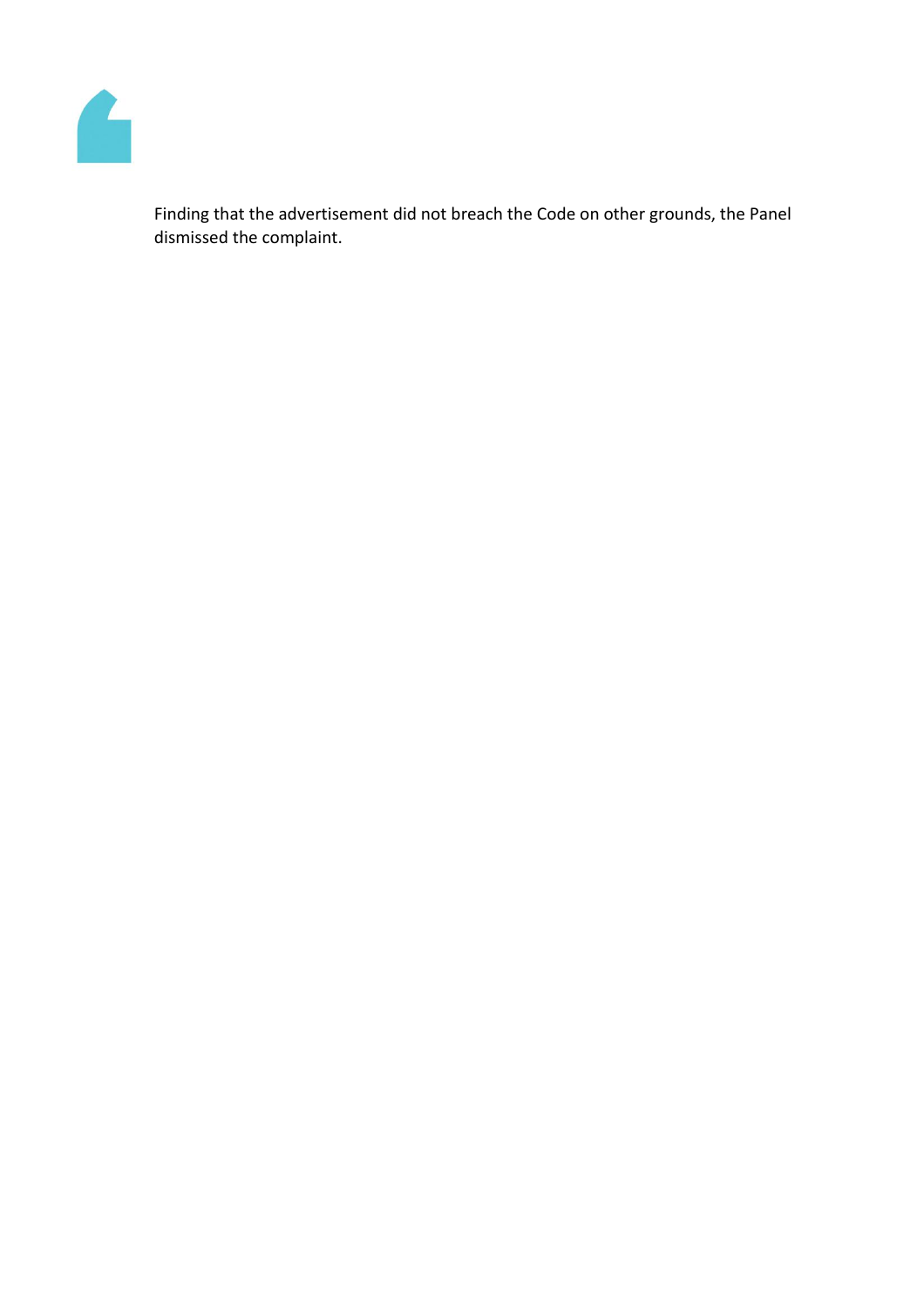Finding that the advertisement did not breach the Code on other grounds, the Panel dismissed the complaint.